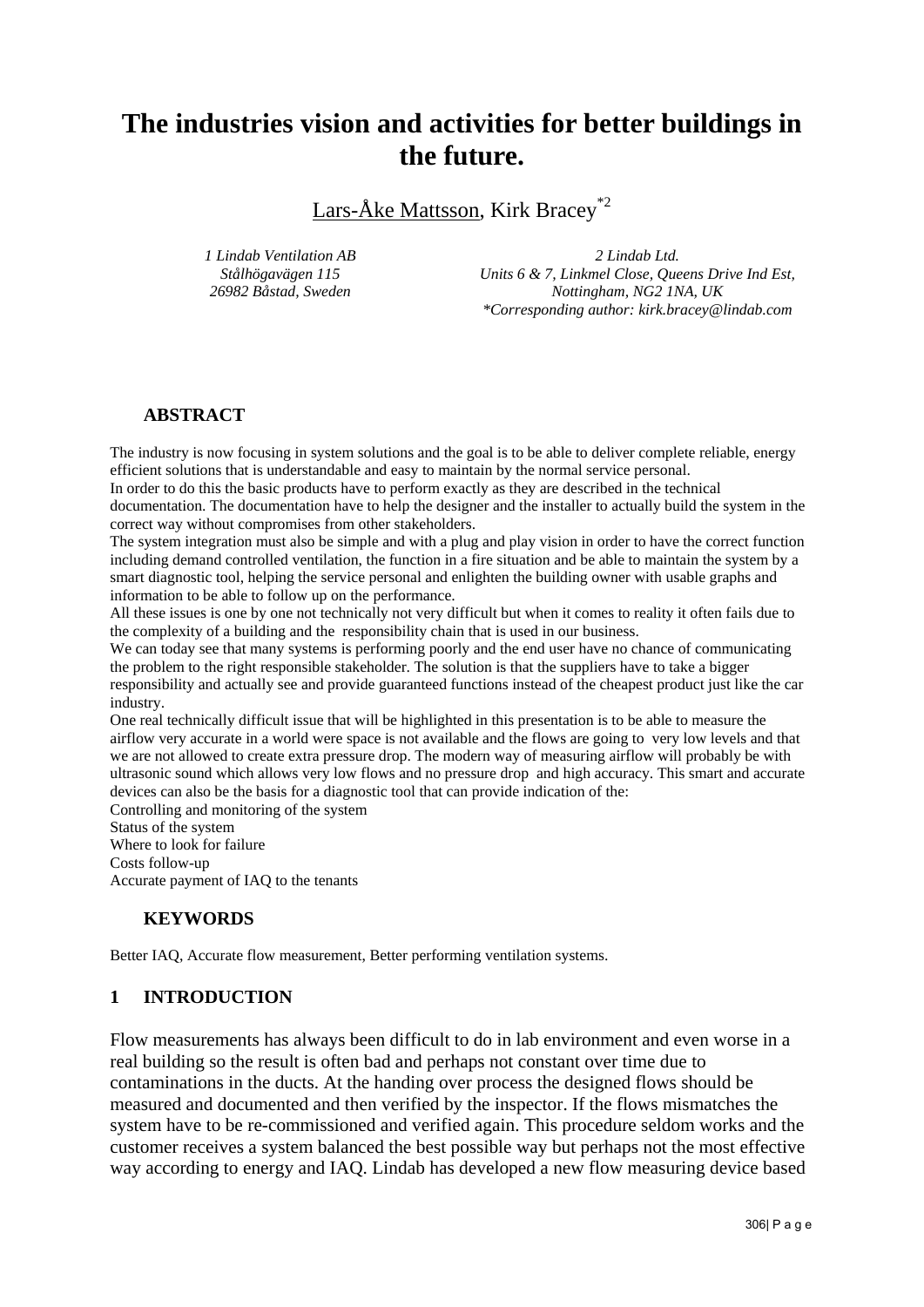# The industries vision and activities for better buildings in the future.

Lars-Åke Mattsson, Kirk Bracey[*2]

*1 Lindab Ventilation AB*
*Stålhögavägen 115*
*26982 Båstad, Sweden*

*2 Lindab Ltd.*
*Units 6 & 7, Linkmel Close, Queens Drive Ind Est,*
*Nottingham, NG2 1NA, UK*
*\*Corresponding author: kirk.bracey@lindab.com*

## ABSTRACT

The industry is now focusing in system solutions and the goal is to be able to deliver complete reliable, energy efficient solutions that is understandable and easy to maintain by the normal service personal.
In order to do this the basic products have to perform exactly as they are described in the technical documentation. The documentation have to help the designer and the installer to actually build the system in the correct way without compromises from other stakeholders.
The system integration must also be simple and with a plug and play vision in order to have the correct function including demand controlled ventilation, the function in a fire situation and be able to maintain the system by a smart diagnostic tool, helping the service personal and enlighten the building owner with usable graphs and information to be able to follow up on the performance.
All these issues is one by one not technically not very difficult but when it comes to reality it often fails due to the complexity of a building and the responsibility chain that is used in our business.
We can today see that many systems is performing poorly and the end user have no chance of communicating the problem to the right responsible stakeholder. The solution is that the suppliers have to take a bigger responsibility and actually see and provide guaranteed functions instead of the cheapest product just like the car industry.
One real technically difficult issue that will be highlighted in this presentation is to be able to measure the airflow very accurate in a world were space is not available and the flows are going to very low levels and that we are not allowed to create extra pressure drop. The modern way of measuring airflow will probably be with ultrasonic sound which allows very low flows and no pressure drop and high accuracy. This smart and accurate devices can also be the basis for a diagnostic tool that can provide indication of the:
Controlling and monitoring of the system
Status of the system
Where to look for failure
Costs follow-up
Accurate payment of IAQ to the tenants

## KEYWORDS

Better IAQ, Accurate flow measurement, Better performing ventilation systems.

## 1 INTRODUCTION

Flow measurements has always been difficult to do in lab environment and even worse in a real building so the result is often bad and perhaps not constant over time due to contaminations in the ducts. At the handing over process the designed flows should be measured and documented and then verified by the inspector. If the flows mismatches the system have to be re-commissioned and verified again. This procedure seldom works and the customer receives a system balanced the best possible way but perhaps not the most effective way according to energy and IAQ. Lindab has developed a new flow measuring device based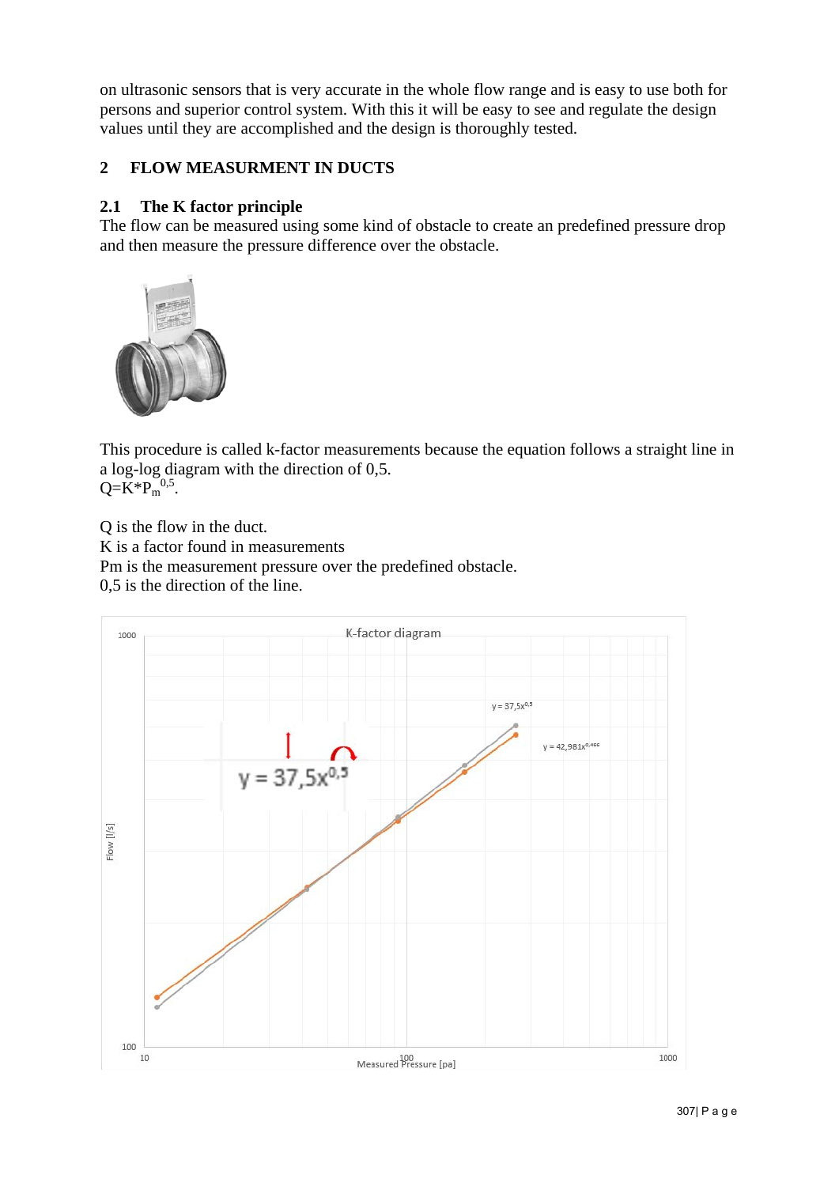on ultrasonic sensors that is very accurate in the whole flow range and is easy to use both for persons and superior control system. With this it will be easy to see and regulate the design values until they are accomplished and the design is thoroughly tested.

## 2 FLOW MEASURMENT IN DUCTS

### 2.1 The K factor principle

The flow can be measured using some kind of obstacle to create an predefined pressure drop and then measure the pressure difference over the obstacle.

This procedure is called k-factor measurements because the equation follows a straight line in a log-log diagram with the direction of 0,5.
$Q=K*P_m^{0,5}$.

Q is the flow in the duct.
K is a factor found in measurements
Pm is the measurement pressure over the predefined obstacle.
0,5 is the direction of the line.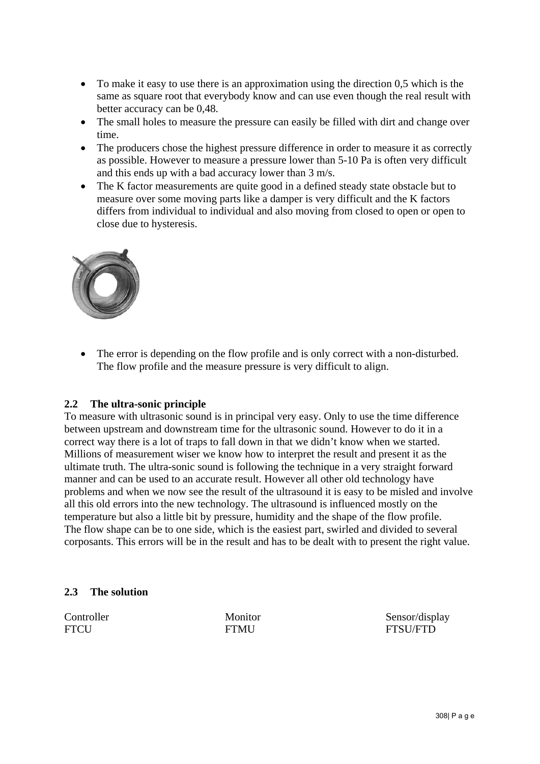- To make it easy to use there is an approximation using the direction 0,5 which is the same as square root that everybody know and can use even though the real result with better accuracy can be 0,48.
- The small holes to measure the pressure can easily be filled with dirt and change over time.
- The producers chose the highest pressure difference in order to measure it as correctly as possible. However to measure a pressure lower than 5-10 Pa is often very difficult and this ends up with a bad accuracy lower than 3 m/s.
- The K factor measurements are quite good in a defined steady state obstacle but to measure over some moving parts like a damper is very difficult and the K factors differs from individual to individual and also moving from closed to open or open to close due to hysteresis.

- The error is depending on the flow profile and is only correct with a non-disturbed. The flow profile and the measure pressure is very difficult to align.

## 2.2 The ultra-sonic principle

To measure with ultrasonic sound is in principal very easy. Only to use the time difference between upstream and downstream time for the ultrasonic sound. However to do it in a correct way there is a lot of traps to fall down in that we didn't know when we started. Millions of measurement wiser we know how to interpret the result and present it as the ultimate truth. The ultra-sonic sound is following the technique in a very straight forward manner and can be used to an accurate result. However all other old technology have problems and when we now see the result of the ultrasound it is easy to be misled and involve all this old errors into the new technology. The ultrasound is influenced mostly on the temperature but also a little bit by pressure, humidity and the shape of the flow profile. The flow shape can be to one side, which is the easiest part, swirled and divided to several corposants. This errors will be in the result and has to be dealt with to present the right value.

## 2.3 The solution

| Controller | Monitor | Sensor/display |
| --- | --- | --- |
| FTCU | FTMU | FTSU/FTD |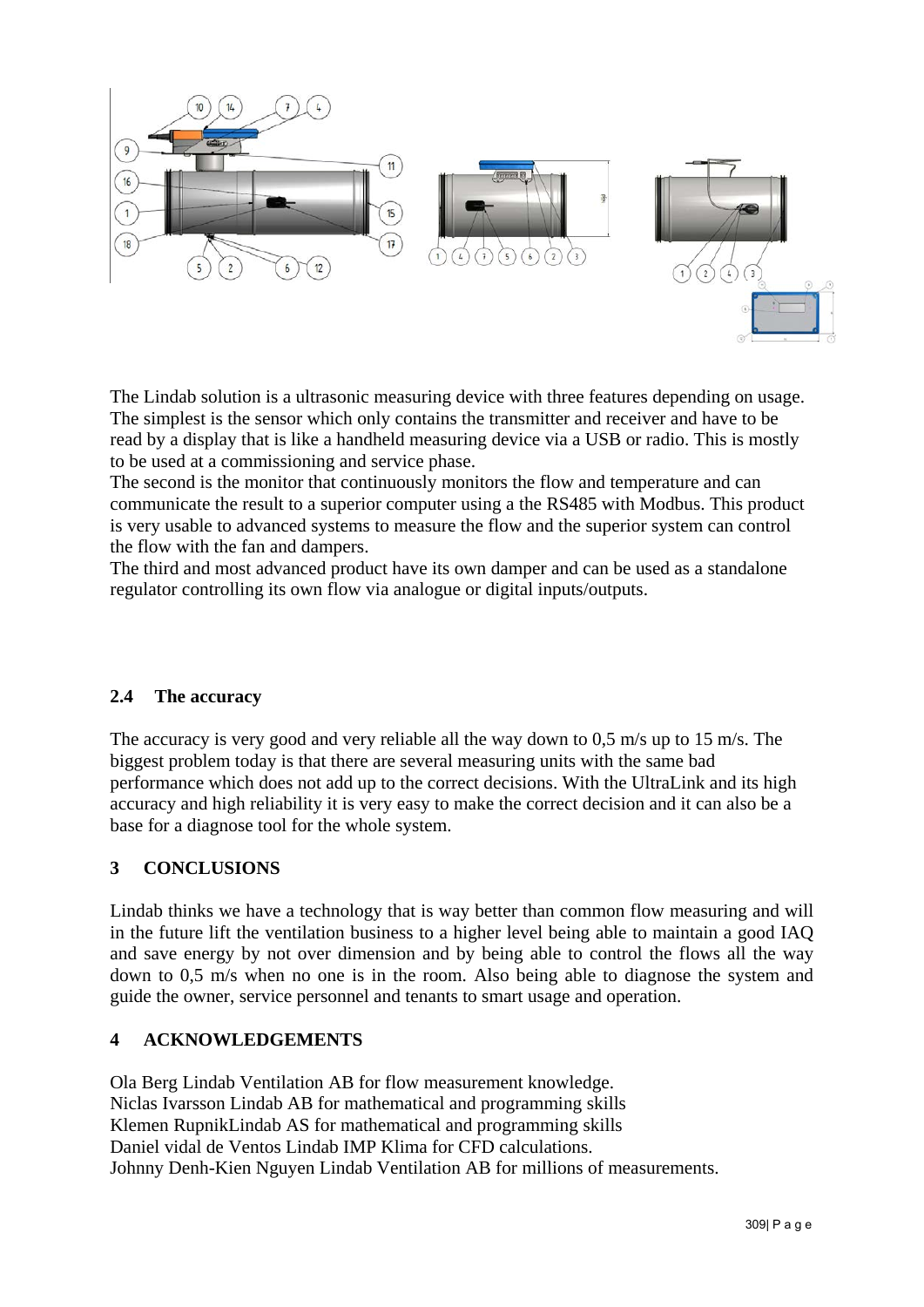The Lindab solution is a ultrasonic measuring device with three features depending on usage. The simplest is the sensor which only contains the transmitter and receiver and have to be read by a display that is like a handheld measuring device via a USB or radio. This is mostly to be used at a commissioning and service phase.
The second is the monitor that continuously monitors the flow and temperature and can communicate the result to a superior computer using a the RS485 with Modbus. This product is very usable to advanced systems to measure the flow and the superior system can control the flow with the fan and dampers.
The third and most advanced product have its own damper and can be used as a standalone regulator controlling its own flow via analogue or digital inputs/outputs.

### 2.4 The accuracy

The accuracy is very good and very reliable all the way down to 0,5 m/s up to 15 m/s. The biggest problem today is that there are several measuring units with the same bad performance which does not add up to the correct decisions. With the UltraLink and its high accuracy and high reliability it is very easy to make the correct decision and it can also be a base for a diagnose tool for the whole system.

## 3 CONCLUSIONS

Lindab thinks we have a technology that is way better than common flow measuring and will in the future lift the ventilation business to a higher level being able to maintain a good IAQ and save energy by not over dimension and by being able to control the flows all the way down to 0,5 m/s when no one is in the room. Also being able to diagnose the system and guide the owner, service personnel and tenants to smart usage and operation.

## 4 ACKNOWLEDGEMENTS

Ola Berg Lindab Ventilation AB for flow measurement knowledge.
Niclas Ivarsson Lindab AB for mathematical and programming skills
Klemen RupnikLindab AS for mathematical and programming skills
Daniel vidal de Ventos Lindab IMP Klima for CFD calculations.
Johnny Denh-Kien Nguyen Lindab Ventilation AB for millions of measurements.